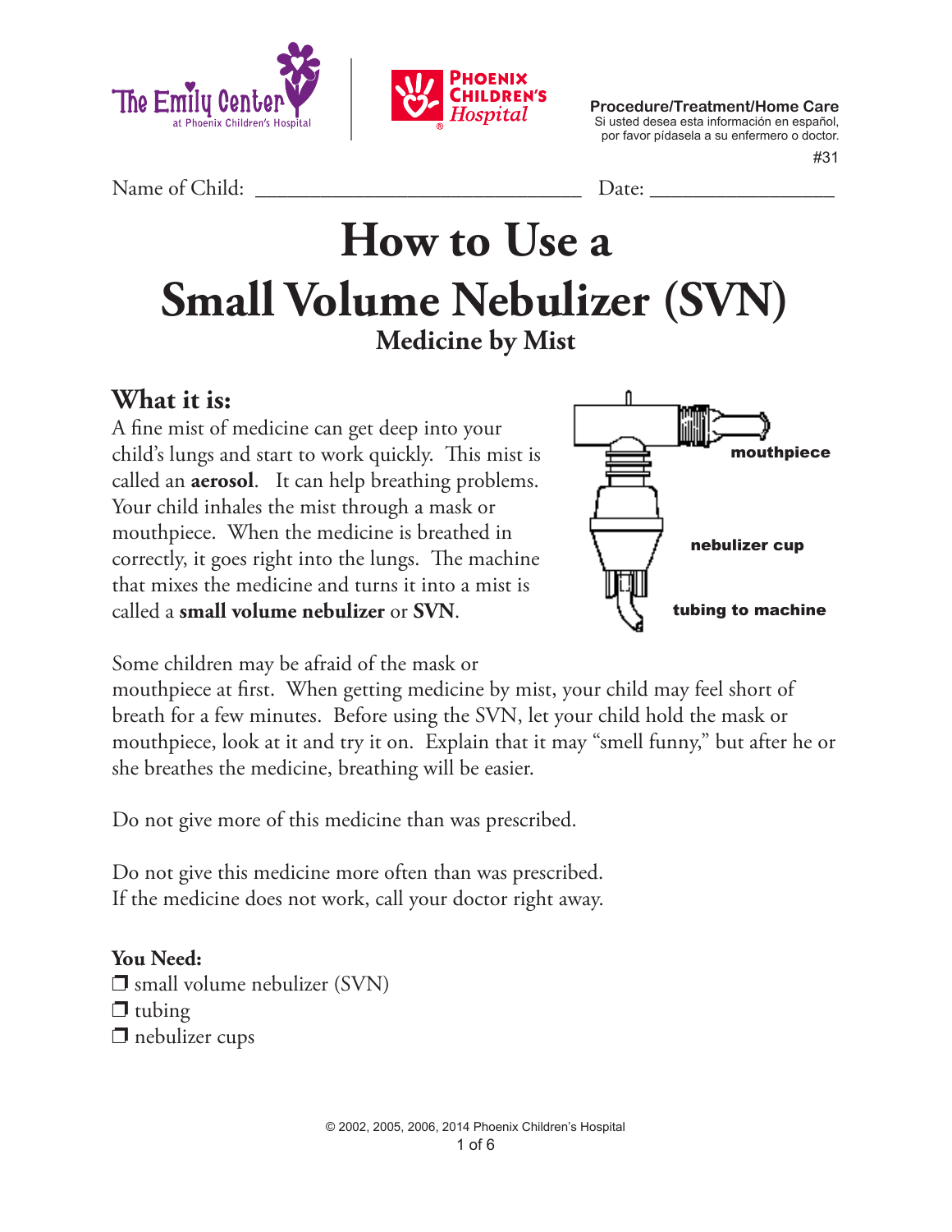Procedure/Treatment/Home Care
Si usted desea esta información en español, por favor pídasela a su enfermero o doctor.

#31

Name of Child: ______________________________ Date: ________________

# How to Use a Small Volume Nebulizer (SVN)

## Medicine by Mist

### What it is:

A fine mist of medicine can get deep into your child's lungs and start to work quickly. This mist is called an **aerosol**. It can help breathing problems. Your child inhales the mist through a mask or mouthpiece. When the medicine is breathed in correctly, it goes right into the lungs. The machine that mixes the medicine and turns it into a mist is called a **small volume nebulizer** or **SVN**.

mouthpiece

nebulizer cup

tubing to machine

Some children may be afraid of the mask or mouthpiece at first. When getting medicine by mist, your child may feel short of breath for a few minutes. Before using the SVN, let your child hold the mask or mouthpiece, look at it and try it on. Explain that it may "smell funny," but after he or she breathes the medicine, breathing will be easier.

Do not give more of this medicine than was prescribed.

Do not give this medicine more often than was prescribed.
If the medicine does not work, call your doctor right away.

### You Need:

- ❒ small volume nebulizer (SVN)
- ❒ tubing
- ❒ nebulizer cups

© 2002, 2005, 2006, 2014 Phoenix Children's Hospital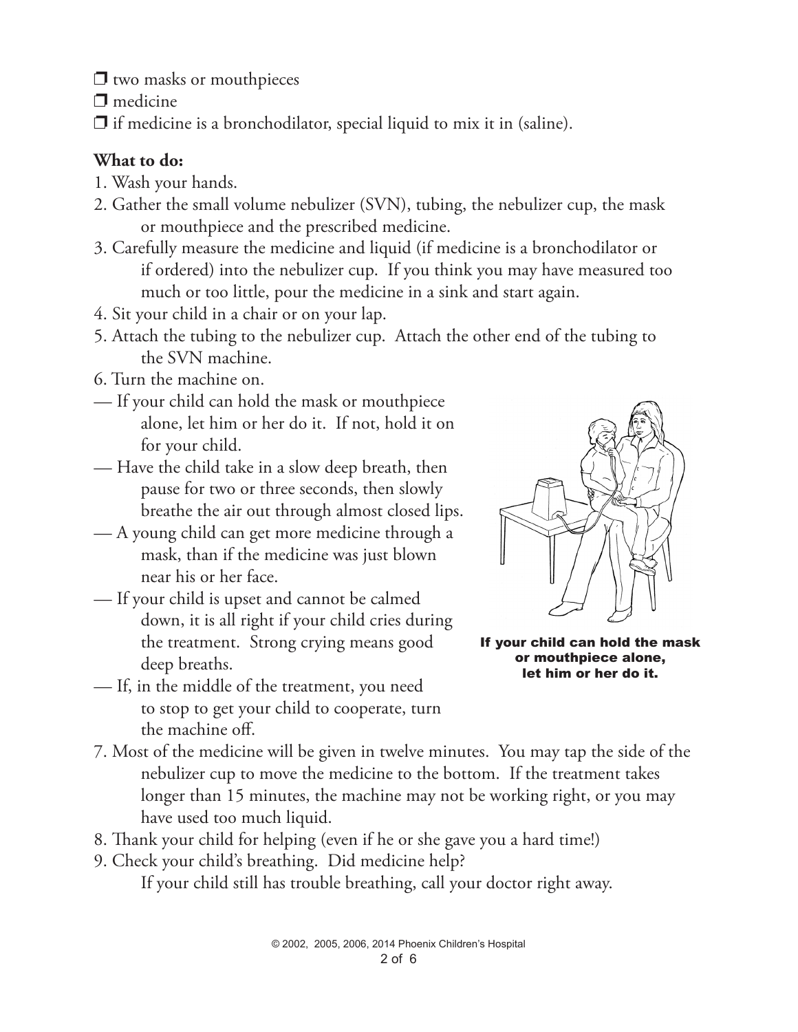- ❒ two masks or mouthpieces
- ❒ medicine
- ❒ if medicine is a bronchodilator, special liquid to mix it in (saline).

**What to do:**

1. Wash your hands.
2. Gather the small volume nebulizer (SVN), tubing, the nebulizer cup, the mask or mouthpiece and the prescribed medicine.
3. Carefully measure the medicine and liquid (if medicine is a bronchodilator or if ordered) into the nebulizer cup. If you think you may have measured too much or too little, pour the medicine in a sink and start again.
4. Sit your child in a chair or on your lap.
5. Attach the tubing to the nebulizer cup. Attach the other end of the tubing to the SVN machine.
6. Turn the machine on.

— If your child can hold the mask or mouthpiece alone, let him or her do it. If not, hold it on for your child.

— Have the child take in a slow deep breath, then pause for two or three seconds, then slowly breathe the air out through almost closed lips.

— A young child can get more medicine through a mask, than if the medicine was just blown near his or her face.

— If your child is upset and cannot be calmed down, it is all right if your child cries during the treatment. Strong crying means good deep breaths.

— If, in the middle of the treatment, you need to stop to get your child to cooperate, turn the machine off.

**If your child can hold the mask or mouthpiece alone, let him or her do it.**

7. Most of the medicine will be given in twelve minutes. You may tap the side of the nebulizer cup to move the medicine to the bottom. If the treatment takes longer than 15 minutes, the machine may not be working right, or you may have used too much liquid.
8. Thank your child for helping (even if he or she gave you a hard time!)
9. Check your child's breathing. Did medicine help?
   If your child still has trouble breathing, call your doctor right away.

© 2002, 2005, 2006, 2014 Phoenix Children's Hospital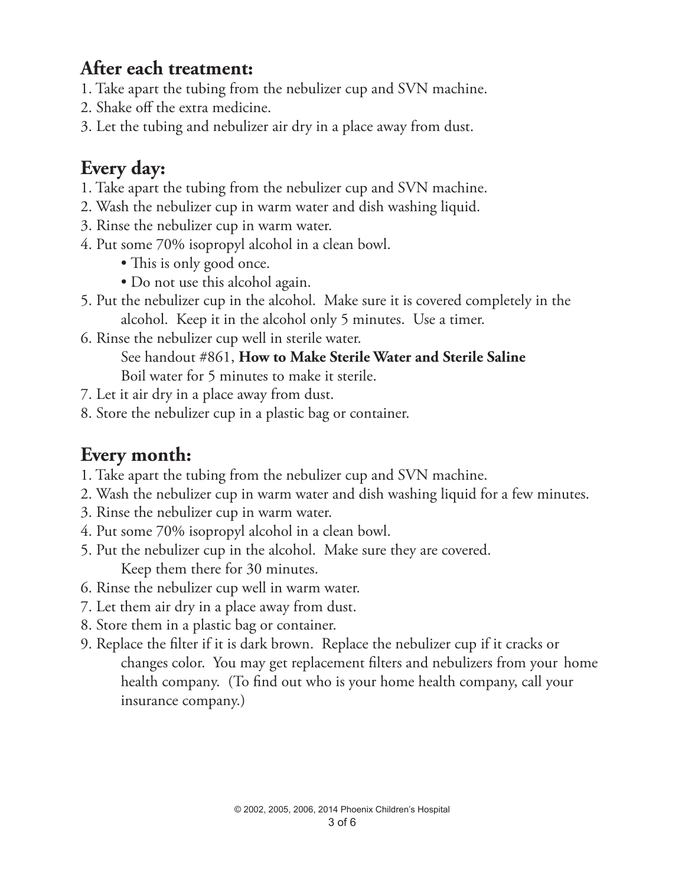## After each treatment:

1. Take apart the tubing from the nebulizer cup and SVN machine.
2. Shake off the extra medicine.
3. Let the tubing and nebulizer air dry in a place away from dust.

## Every day:

1. Take apart the tubing from the nebulizer cup and SVN machine.
2. Wash the nebulizer cup in warm water and dish washing liquid.
3. Rinse the nebulizer cup in warm water.
4. Put some 70% isopropyl alcohol in a clean bowl.
   - This is only good once.
   - Do not use this alcohol again.
5. Put the nebulizer cup in the alcohol. Make sure it is covered completely in the alcohol. Keep it in the alcohol only 5 minutes. Use a timer.
6. Rinse the nebulizer cup well in sterile water.
   See handout #861, **How to Make Sterile Water and Sterile Saline**
   Boil water for 5 minutes to make it sterile.
7. Let it air dry in a place away from dust.
8. Store the nebulizer cup in a plastic bag or container.

## Every month:

1. Take apart the tubing from the nebulizer cup and SVN machine.
2. Wash the nebulizer cup in warm water and dish washing liquid for a few minutes.
3. Rinse the nebulizer cup in warm water.
4. Put some 70% isopropyl alcohol in a clean bowl.
5. Put the nebulizer cup in the alcohol. Make sure they are covered.
   Keep them there for 30 minutes.
6. Rinse the nebulizer cup well in warm water.
7. Let them air dry in a place away from dust.
8. Store them in a plastic bag or container.
9. Replace the filter if it is dark brown. Replace the nebulizer cup if it cracks or changes color. You may get replacement filters and nebulizers from your home health company. (To find out who is your home health company, call your insurance company.)

© 2002, 2005, 2006, 2014 Phoenix Children's Hospital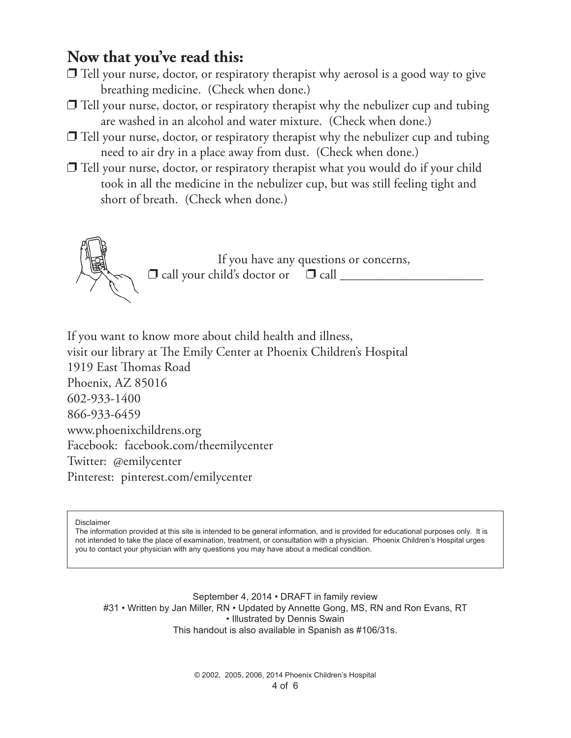## Now that you've read this:

- ❒ Tell your nurse, doctor, or respiratory therapist why aerosol is a good way to give breathing medicine. (Check when done.)
- ❒ Tell your nurse, doctor, or respiratory therapist why the nebulizer cup and tubing are washed in an alcohol and water mixture. (Check when done.)
- ❒ Tell your nurse, doctor, or respiratory therapist why the nebulizer cup and tubing need to air dry in a place away from dust. (Check when done.)
- ❒ Tell your nurse, doctor, or respiratory therapist what you would do if your child took in all the medicine in the nebulizer cup, but was still feeling tight and short of breath. (Check when done.)

If you have any questions or concerns,
❒ call your child's doctor or ❒ call _______________________

If you want to know more about child health and illness,
visit our library at The Emily Center at Phoenix Children's Hospital
1919 East Thomas Road
Phoenix, AZ 85016
602-933-1400
866-933-6459
www.phoenixchildrens.org
Facebook: facebook.com/theemilycenter
Twitter: @emilycenter
Pinterest: pinterest.com/emilycenter

Disclaimer
The information provided at this site is intended to be general information, and is provided for educational purposes only. It is not intended to take the place of examination, treatment, or consultation with a physician. Phoenix Children's Hospital urges you to contact your physician with any questions you may have about a medical condition.

September 4, 2014 • DRAFT in family review
#31 • Written by Jan Miller, RN • Updated by Annette Gong, MS, RN and Ron Evans, RT
• Illustrated by Dennis Swain
This handout is also available in Spanish as #106/31s.

© 2002, 2005, 2006, 2014 Phoenix Children's Hospital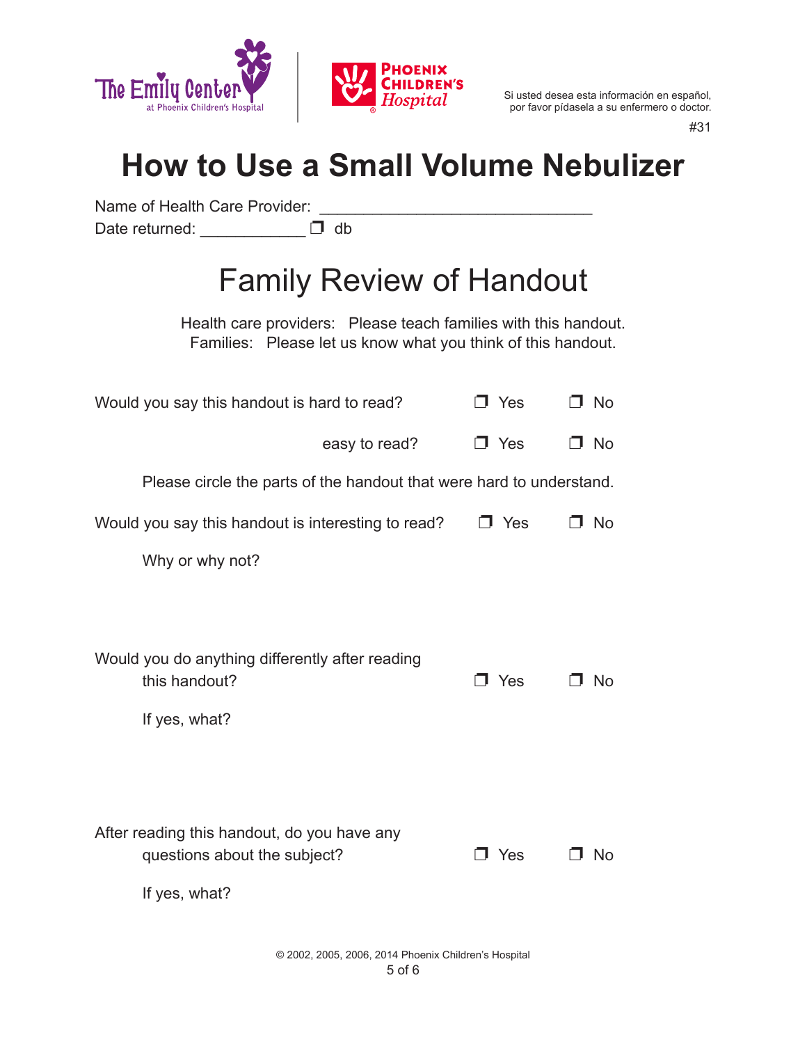The Emily Center at Phoenix Children's Hospital | Phoenix Children's Hospital

Si usted desea esta información en español, por favor pídasela a su enfermero o doctor.

#31

# How to Use a Small Volume Nebulizer

Name of Health Care Provider: ______________________________

Date returned: ____________ ❒ db

## Family Review of Handout

Health care providers: Please teach families with this handout.
Families: Please let us know what you think of this handout.

Would you say this handout is hard to read? ❒ Yes ❒ No

easy to read? ❒ Yes ❒ No

Please circle the parts of the handout that were hard to understand.

Would you say this handout is interesting to read? ❒ Yes ❒ No

Why or why not?

Would you do anything differently after reading this handout? ❒ Yes ❒ No

If yes, what?

After reading this handout, do you have any questions about the subject? ❒ Yes ❒ No

If yes, what?

© 2002, 2005, 2006, 2014 Phoenix Children's Hospital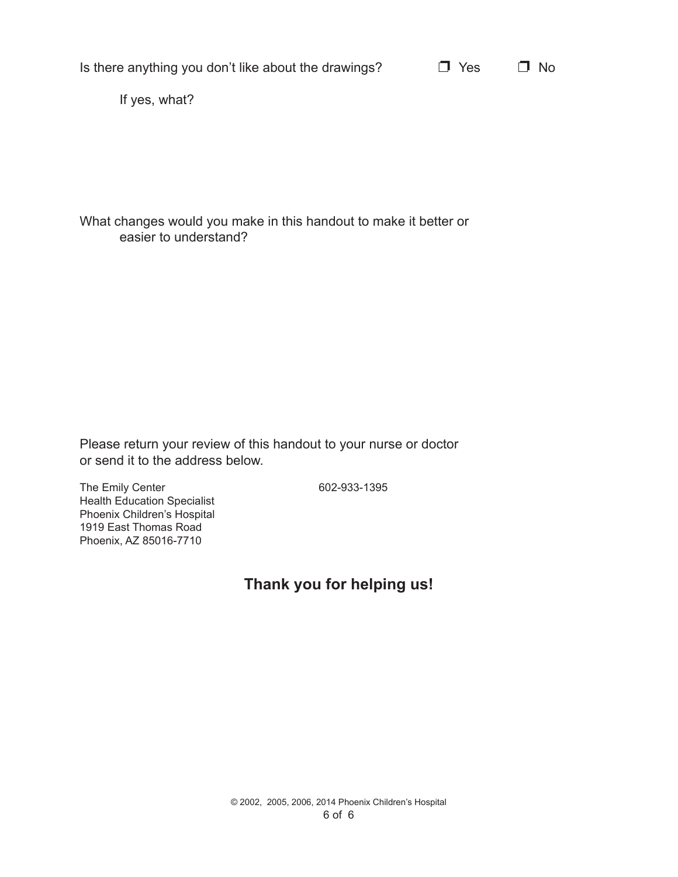Is there anything you don't like about the drawings? ❒ Yes ❒ No

If yes, what?

What changes would you make in this handout to make it better or easier to understand?

Please return your review of this handout to your nurse or doctor or send it to the address below.

The Emily Center
Health Education Specialist
Phoenix Children's Hospital
1919 East Thomas Road
Phoenix, AZ 85016-7710

602-933-1395

**Thank you for helping us!**

© 2002, 2005, 2006, 2014 Phoenix Children's Hospital